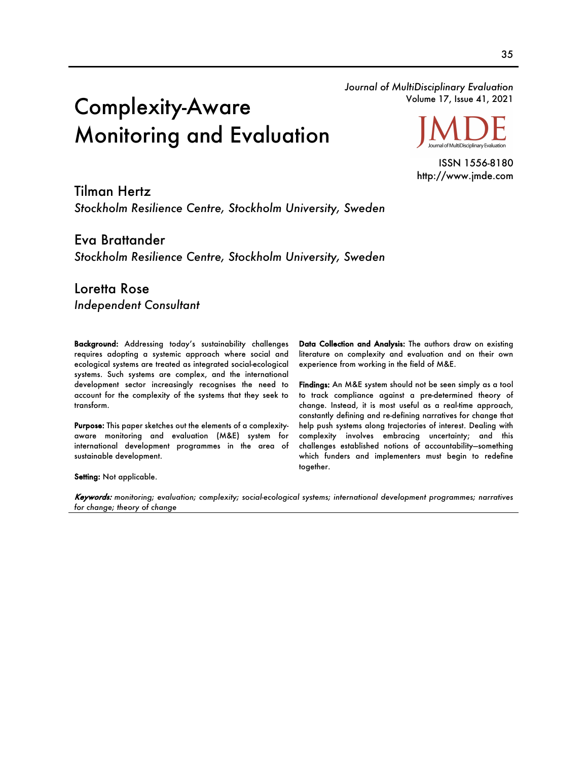# Complexity-Aware Monitoring and Evaluation

*Journal of MultiDisciplinary Evaluation*
Volume 17, Issue 41, 2021

ISSN 1556-8180
http://www.jmde.com

Tilman Hertz
*Stockholm Resilience Centre, Stockholm University, Sweden*

Eva Brattander
*Stockholm Resilience Centre, Stockholm University, Sweden*

Loretta Rose
*Independent Consultant*

**Background:** Addressing today's sustainability challenges requires adopting a systemic approach where social and ecological systems are treated as integrated social-ecological systems. Such systems are complex, and the international development sector increasingly recognises the need to account for the complexity of the systems that they seek to transform.

**Purpose:** This paper sketches out the elements of a complexity-aware monitoring and evaluation (M&E) system for international development programmes in the area of sustainable development.

**Setting:** Not applicable.

**Data Collection and Analysis:** The authors draw on existing literature on complexity and evaluation and on their own experience from working in the field of M&E.

**Findings:** An M&E system should not be seen simply as a tool to track compliance against a pre-determined theory of change. Instead, it is most useful as a real-time approach, constantly defining and re-defining narratives for change that help push systems along trajectories of interest. Dealing with complexity involves embracing uncertainty; and this challenges established notions of accountability—something which funders and implementers must begin to redefine together.

***Keywords:*** *monitoring; evaluation; complexity; social-ecological systems; international development programmes; narratives for change; theory of change*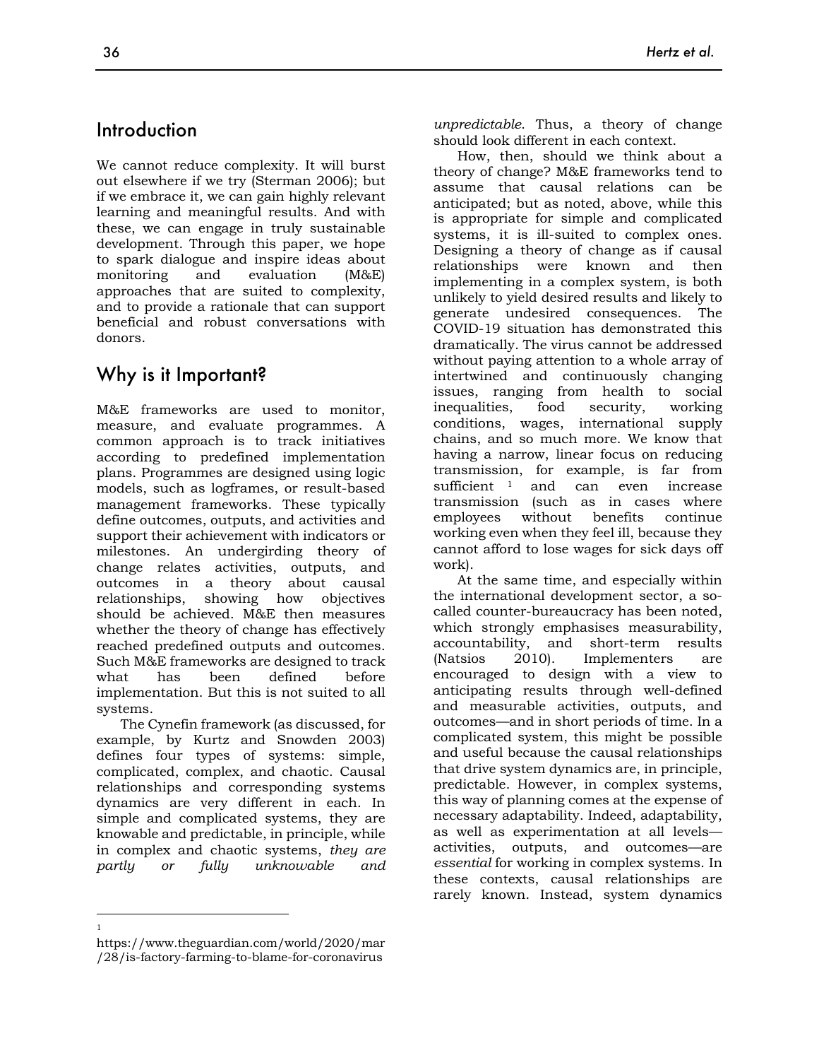## Introduction

We cannot reduce complexity. It will burst out elsewhere if we try (Sterman 2006); but if we embrace it, we can gain highly relevant learning and meaningful results. And with these, we can engage in truly sustainable development. Through this paper, we hope to spark dialogue and inspire ideas about monitoring and evaluation (M&E) approaches that are suited to complexity, and to provide a rationale that can support beneficial and robust conversations with donors.

## Why is it Important?

M&E frameworks are used to monitor, measure, and evaluate programmes. A common approach is to track initiatives according to predefined implementation plans. Programmes are designed using logic models, such as logframes, or result-based management frameworks. These typically define outcomes, outputs, and activities and support their achievement with indicators or milestones. An undergirding theory of change relates activities, outputs, and outcomes in a theory about causal relationships, showing how objectives should be achieved. M&E then measures whether the theory of change has effectively reached predefined outputs and outcomes. Such M&E frameworks are designed to track what has been defined before implementation. But this is not suited to all systems.

The Cynefin framework (as discussed, for example, by Kurtz and Snowden 2003) defines four types of systems: simple, complicated, complex, and chaotic. Causal relationships and corresponding systems dynamics are very different in each. In simple and complicated systems, they are knowable and predictable, in principle, while in complex and chaotic systems, *they are partly or fully unknowable and unpredictable*. Thus, a theory of change should look different in each context.

How, then, should we think about a theory of change? M&E frameworks tend to assume that causal relations can be anticipated; but as noted, above, while this is appropriate for simple and complicated systems, it is ill-suited to complex ones. Designing a theory of change as if causal relationships were known and then implementing in a complex system, is both unlikely to yield desired results and likely to generate undesired consequences. The COVID-19 situation has demonstrated this dramatically. The virus cannot be addressed without paying attention to a whole array of intertwined and continuously changing issues, ranging from health to social inequalities, food security, working conditions, wages, international supply chains, and so much more. We know that having a narrow, linear focus on reducing transmission, for example, is far from sufficient [1] and can even increase transmission (such as in cases where employees without benefits continue working even when they feel ill, because they cannot afford to lose wages for sick days off work).

At the same time, and especially within the international development sector, a so-called counter-bureaucracy has been noted, which strongly emphasises measurability, accountability, and short-term results (Natsios 2010). Implementers are encouraged to design with a view to anticipating results through well-defined and measurable activities, outputs, and outcomes—and in short periods of time. In a complicated system, this might be possible and useful because the causal relationships that drive system dynamics are, in principle, predictable. However, in complex systems, this way of planning comes at the expense of necessary adaptability. Indeed, adaptability, as well as experimentation at all levels—activities, outputs, and outcomes—are *essential* for working in complex systems. In these contexts, causal relationships are rarely known. Instead, system dynamics

[1] https://www.theguardian.com/world/2020/mar/28/is-factory-farming-to-blame-for-coronavirus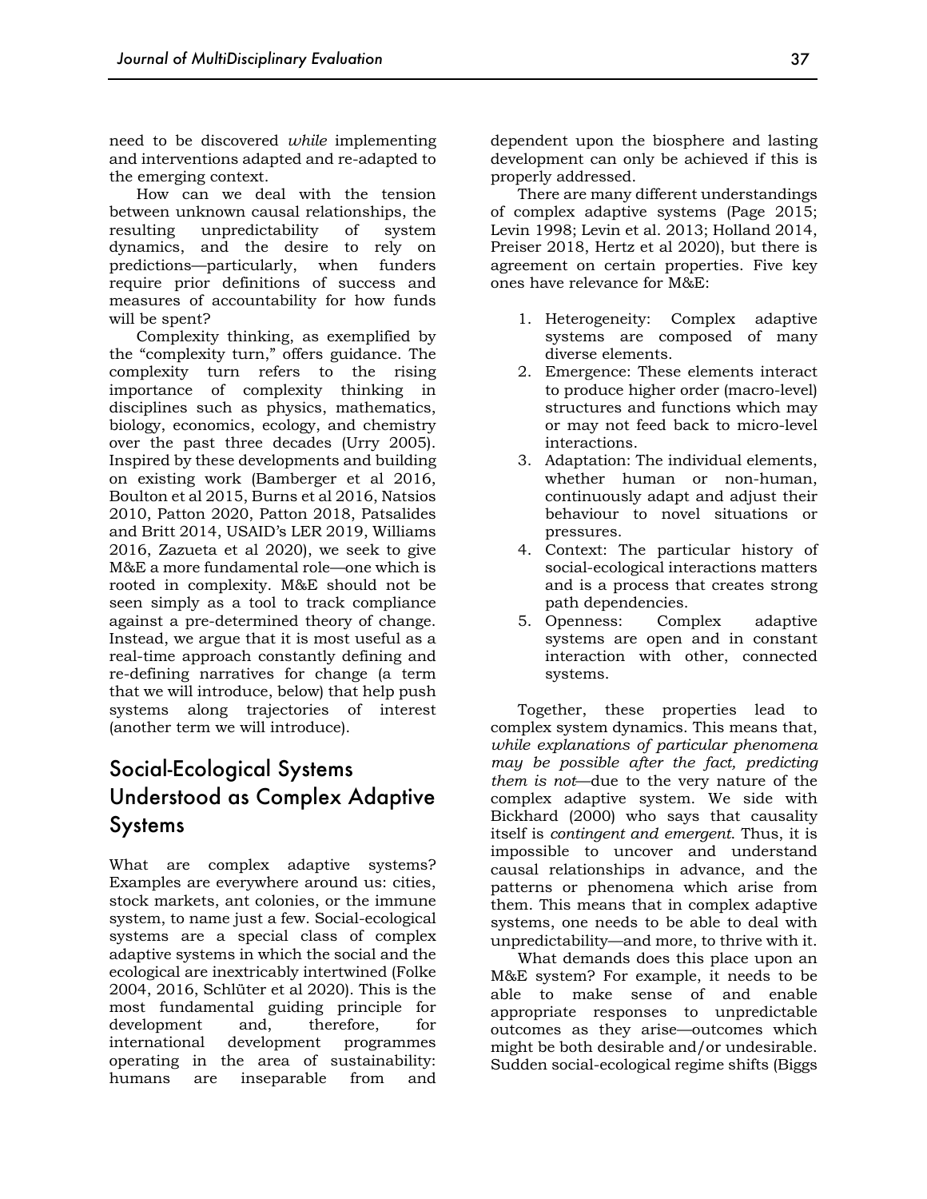need to be discovered *while* implementing and interventions adapted and re-adapted to the emerging context.

How can we deal with the tension between unknown causal relationships, the resulting unpredictability of system dynamics, and the desire to rely on predictions—particularly, when funders require prior definitions of success and measures of accountability for how funds will be spent?

Complexity thinking, as exemplified by the "complexity turn," offers guidance. The complexity turn refers to the rising importance of complexity thinking in disciplines such as physics, mathematics, biology, economics, ecology, and chemistry over the past three decades (Urry 2005). Inspired by these developments and building on existing work (Bamberger et al 2016, Boulton et al 2015, Burns et al 2016, Natsios 2010, Patton 2020, Patton 2018, Patsalides and Britt 2014, USAID's LER 2019, Williams 2016, Zazueta et al 2020), we seek to give M&E a more fundamental role—one which is rooted in complexity. M&E should not be seen simply as a tool to track compliance against a pre-determined theory of change. Instead, we argue that it is most useful as a real-time approach constantly defining and re-defining narratives for change (a term that we will introduce, below) that help push systems along trajectories of interest (another term we will introduce).

## Social-Ecological Systems Understood as Complex Adaptive Systems

What are complex adaptive systems? Examples are everywhere around us: cities, stock markets, ant colonies, or the immune system, to name just a few. Social-ecological systems are a special class of complex adaptive systems in which the social and the ecological are inextricably intertwined (Folke 2004, 2016, Schlüter et al 2020). This is the most fundamental guiding principle for development and, therefore, for international development programmes operating in the area of sustainability: humans are inseparable from and dependent upon the biosphere and lasting development can only be achieved if this is properly addressed.

There are many different understandings of complex adaptive systems (Page 2015; Levin 1998; Levin et al. 2013; Holland 2014, Preiser 2018, Hertz et al 2020), but there is agreement on certain properties. Five key ones have relevance for M&E:

1. Heterogeneity: Complex adaptive systems are composed of many diverse elements.
2. Emergence: These elements interact to produce higher order (macro-level) structures and functions which may or may not feed back to micro-level interactions.
3. Adaptation: The individual elements, whether human or non-human, continuously adapt and adjust their behaviour to novel situations or pressures.
4. Context: The particular history of social-ecological interactions matters and is a process that creates strong path dependencies.
5. Openness: Complex adaptive systems are open and in constant interaction with other, connected systems.

Together, these properties lead to complex system dynamics. This means that, *while explanations of particular phenomena may be possible after the fact, predicting them is not*—due to the very nature of the complex adaptive system. We side with Bickhard (2000) who says that causality itself is *contingent and emergent*. Thus, it is impossible to uncover and understand causal relationships in advance, and the patterns or phenomena which arise from them. This means that in complex adaptive systems, one needs to be able to deal with unpredictability—and more, to thrive with it.

What demands does this place upon an M&E system? For example, it needs to be able to make sense of and enable appropriate responses to unpredictable outcomes as they arise—outcomes which might be both desirable and/or undesirable. Sudden social-ecological regime shifts (Biggs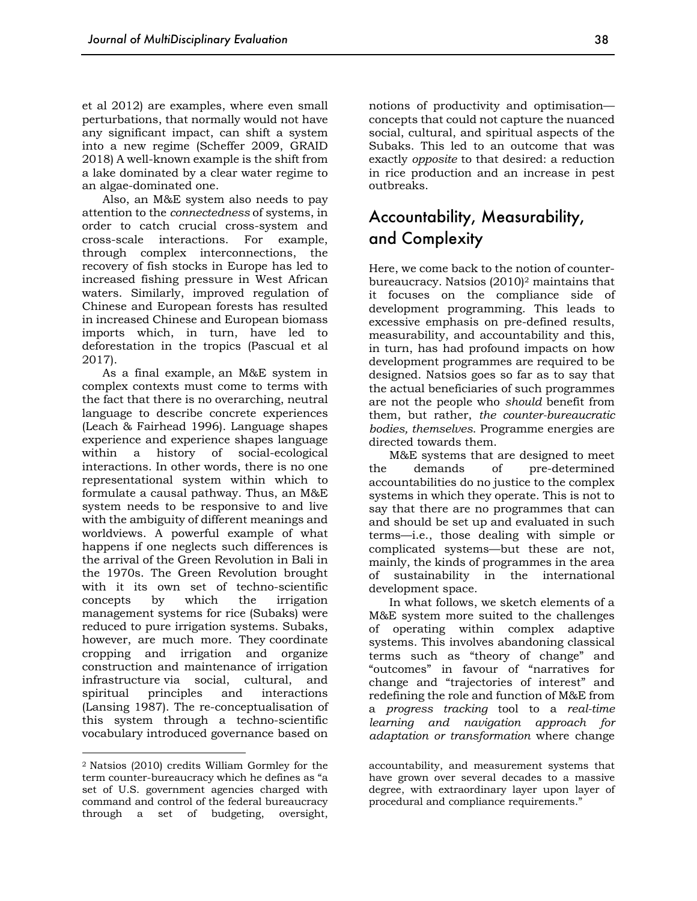et al 2012) are examples, where even small perturbations, that normally would not have any significant impact, can shift a system into a new regime (Scheffer 2009, GRAID 2018) A well-known example is the shift from a lake dominated by a clear water regime to an algae-dominated one.

Also, an M&E system also needs to pay attention to the *connectedness* of systems, in order to catch crucial cross-system and cross-scale interactions. For example, through complex interconnections, the recovery of fish stocks in Europe has led to increased fishing pressure in West African waters. Similarly, improved regulation of Chinese and European forests has resulted in increased Chinese and European biomass imports which, in turn, have led to deforestation in the tropics (Pascual et al 2017).

As a final example, an M&E system in complex contexts must come to terms with the fact that there is no overarching, neutral language to describe concrete experiences (Leach & Fairhead 1996). Language shapes experience and experience shapes language within a history of social-ecological interactions. In other words, there is no one representational system within which to formulate a causal pathway. Thus, an M&E system needs to be responsive to and live with the ambiguity of different meanings and worldviews. A powerful example of what happens if one neglects such differences is the arrival of the Green Revolution in Bali in the 1970s. The Green Revolution brought with it its own set of techno-scientific concepts by which the irrigation management systems for rice (Subaks) were reduced to pure irrigation systems. Subaks, however, are much more. They coordinate cropping and irrigation and organize construction and maintenance of irrigation infrastructure via social, cultural, and spiritual principles and interactions (Lansing 1987). The re-conceptualisation of this system through a techno-scientific vocabulary introduced governance based on notions of productivity and optimisation—concepts that could not capture the nuanced social, cultural, and spiritual aspects of the Subaks. This led to an outcome that was exactly *opposite* to that desired: a reduction in rice production and an increase in pest outbreaks.

## Accountability, Measurability, and Complexity

Here, we come back to the notion of counter-bureaucracy. Natsios (2010)[2] maintains that it focuses on the compliance side of development programming. This leads to excessive emphasis on pre-defined results, measurability, and accountability and this, in turn, has had profound impacts on how development programmes are required to be designed. Natsios goes so far as to say that the actual beneficiaries of such programmes are not the people who *should* benefit from them, but rather, *the counter-bureaucratic bodies, themselves*. Programme energies are directed towards them.

M&E systems that are designed to meet the demands of pre-determined accountabilities do no justice to the complex systems in which they operate. This is not to say that there are no programmes that can and should be set up and evaluated in such terms—i.e., those dealing with simple or complicated systems—but these are not, mainly, the kinds of programmes in the area of sustainability in the international development space.

In what follows, we sketch elements of a M&E system more suited to the challenges of operating within complex adaptive systems. This involves abandoning classical terms such as “theory of change” and “outcomes” in favour of “narratives for change and “trajectories of interest” and redefining the role and function of M&E from a *progress tracking* tool to a *real-time learning and navigation approach for adaptation or transformation* where change

---

[2] Natsios (2010) credits William Gormley for the term counter-bureaucracy which he defines as “a set of U.S. government agencies charged with command and control of the federal bureaucracy through a set of budgeting, oversight, accountability, and measurement systems that have grown over several decades to a massive degree, with extraordinary layer upon layer of procedural and compliance requirements.”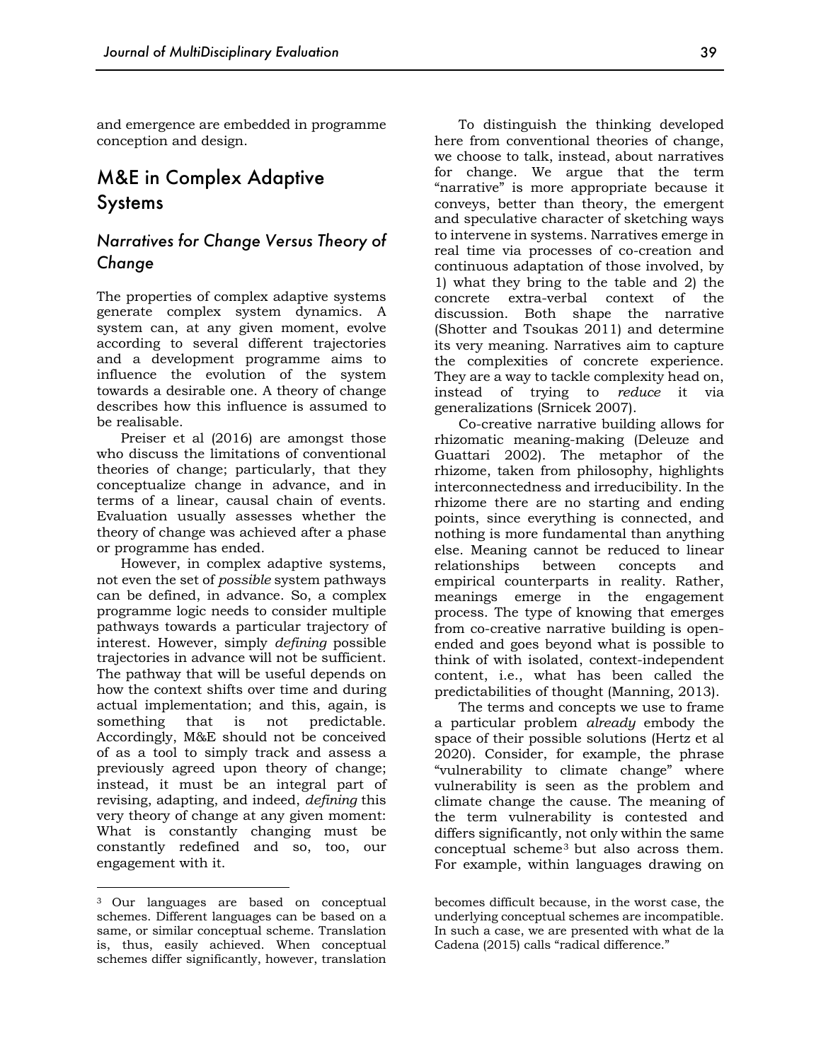and emergence are embedded in programme conception and design.

## M&E in Complex Adaptive Systems

### *Narratives for Change Versus Theory of Change*

The properties of complex adaptive systems generate complex system dynamics. A system can, at any given moment, evolve according to several different trajectories and a development programme aims to influence the evolution of the system towards a desirable one. A theory of change describes how this influence is assumed to be realisable.

Preiser et al (2016) are amongst those who discuss the limitations of conventional theories of change; particularly, that they conceptualize change in advance, and in terms of a linear, causal chain of events. Evaluation usually assesses whether the theory of change was achieved after a phase or programme has ended.

However, in complex adaptive systems, not even the set of *possible* system pathways can be defined, in advance. So, a complex programme logic needs to consider multiple pathways towards a particular trajectory of interest. However, simply *defining* possible trajectories in advance will not be sufficient. The pathway that will be useful depends on how the context shifts over time and during actual implementation; and this, again, is something that is not predictable. Accordingly, M&E should not be conceived of as a tool to simply track and assess a previously agreed upon theory of change; instead, it must be an integral part of revising, adapting, and indeed, *defining* this very theory of change at any given moment: What is constantly changing must be constantly redefined and so, too, our engagement with it.

To distinguish the thinking developed here from conventional theories of change, we choose to talk, instead, about narratives for change. We argue that the term "narrative" is more appropriate because it conveys, better than theory, the emergent and speculative character of sketching ways to intervene in systems. Narratives emerge in real time via processes of co-creation and continuous adaptation of those involved, by 1) what they bring to the table and 2) the concrete extra-verbal context of the discussion. Both shape the narrative (Shotter and Tsoukas 2011) and determine its very meaning. Narratives aim to capture the complexities of concrete experience. They are a way to tackle complexity head on, instead of trying to *reduce* it via generalizations (Srnicek 2007).

Co-creative narrative building allows for rhizomatic meaning-making (Deleuze and Guattari 2002). The metaphor of the rhizome, taken from philosophy, highlights interconnectedness and irreducibility. In the rhizome there are no starting and ending points, since everything is connected, and nothing is more fundamental than anything else. Meaning cannot be reduced to linear relationships between concepts and empirical counterparts in reality. Rather, meanings emerge in the engagement process. The type of knowing that emerges from co-creative narrative building is open-ended and goes beyond what is possible to think of with isolated, context-independent content, i.e., what has been called the predictabilities of thought (Manning, 2013).

The terms and concepts we use to frame a particular problem *already* embody the space of their possible solutions (Hertz et al 2020). Consider, for example, the phrase "vulnerability to climate change" where vulnerability is seen as the problem and climate change the cause. The meaning of the term vulnerability is contested and differs significantly, not only within the same conceptual scheme[3] but also across them. For example, within languages drawing on

---

[3] Our languages are based on conceptual schemes. Different languages can be based on a same, or similar conceptual scheme. Translation is, thus, easily achieved. When conceptual schemes differ significantly, however, translation becomes difficult because, in the worst case, the underlying conceptual schemes are incompatible. In such a case, we are presented with what de la Cadena (2015) calls "radical difference."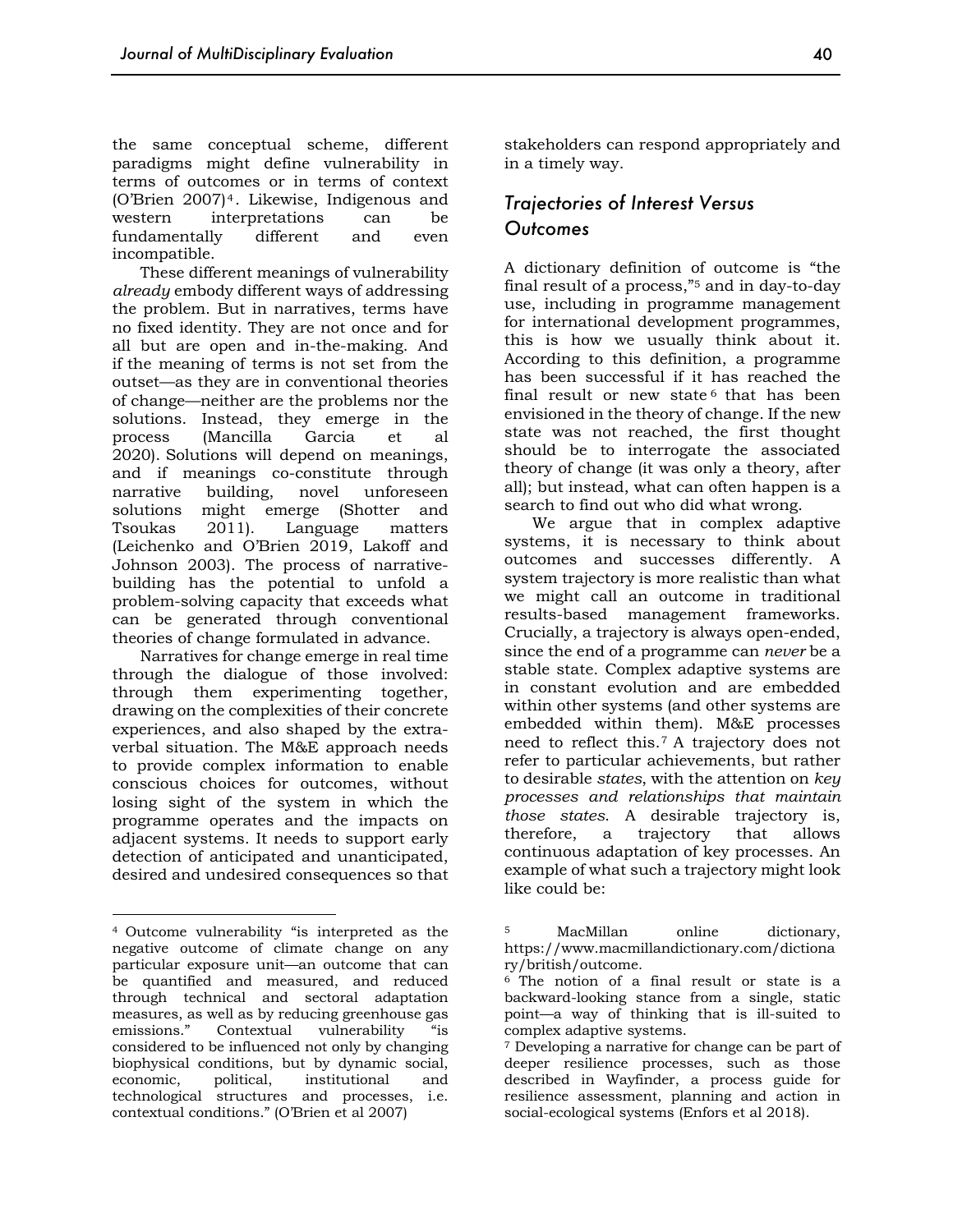the same conceptual scheme, different paradigms might define vulnerability in terms of outcomes or in terms of context (O'Brien 2007)[4]. Likewise, Indigenous and western interpretations can be fundamentally different and even incompatible.

These different meanings of vulnerability *already* embody different ways of addressing the problem. But in narratives, terms have no fixed identity. They are not once and for all but are open and in-the-making. And if the meaning of terms is not set from the outset—as they are in conventional theories of change—neither are the problems nor the solutions. Instead, they emerge in the process (Mancilla Garcia et al 2020). Solutions will depend on meanings, and if meanings co-constitute through narrative building, novel unforeseen solutions might emerge (Shotter and Tsoukas 2011). Language matters (Leichenko and O'Brien 2019, Lakoff and Johnson 2003). The process of narrative-building has the potential to unfold a problem-solving capacity that exceeds what can be generated through conventional theories of change formulated in advance.

Narratives for change emerge in real time through the dialogue of those involved: through them experimenting together, drawing on the complexities of their concrete experiences, and also shaped by the extra-verbal situation. The M&E approach needs to provide complex information to enable conscious choices for outcomes, without losing sight of the system in which the programme operates and the impacts on adjacent systems. It needs to support early detection of anticipated and unanticipated, desired and undesired consequences so that stakeholders can respond appropriately and in a timely way.

## Trajectories of Interest Versus Outcomes

A dictionary definition of outcome is "the final result of a process,"[5] and in day-to-day use, including in programme management for international development programmes, this is how we usually think about it. According to this definition, a programme has been successful if it has reached the final result or new state[6] that has been envisioned in the theory of change. If the new state was not reached, the first thought should be to interrogate the associated theory of change (it was only a theory, after all); but instead, what can often happen is a search to find out who did what wrong.

We argue that in complex adaptive systems, it is necessary to think about outcomes and successes differently. A system trajectory is more realistic than what we might call an outcome in traditional results-based management frameworks. Crucially, a trajectory is always open-ended, since the end of a programme can *never* be a stable state. Complex adaptive systems are in constant evolution and are embedded within other systems (and other systems are embedded within them). M&E processes need to reflect this.[7] A trajectory does not refer to particular achievements, but rather to desirable *states*, with the attention on *key processes and relationships that maintain those states*. A desirable trajectory is, therefore, a trajectory that allows continuous adaptation of key processes. An example of what such a trajectory might look like could be:

---

[4] Outcome vulnerability "is interpreted as the negative outcome of climate change on any particular exposure unit—an outcome that can be quantified and measured, and reduced through technical and sectoral adaptation measures, as well as by reducing greenhouse gas emissions." Contextual vulnerability "is considered to be influenced not only by changing biophysical conditions, but by dynamic social, economic, political, institutional and technological structures and processes, i.e. contextual conditions." (O'Brien et al 2007)

[5] MacMillan online dictionary, https://www.macmillandictionary.com/dictionary/british/outcome.

[6] The notion of a final result or state is a backward-looking stance from a single, static point—a way of thinking that is ill-suited to complex adaptive systems.

[7] Developing a narrative for change can be part of deeper resilience processes, such as those described in Wayfinder, a process guide for resilience assessment, planning and action in social-ecological systems (Enfors et al 2018).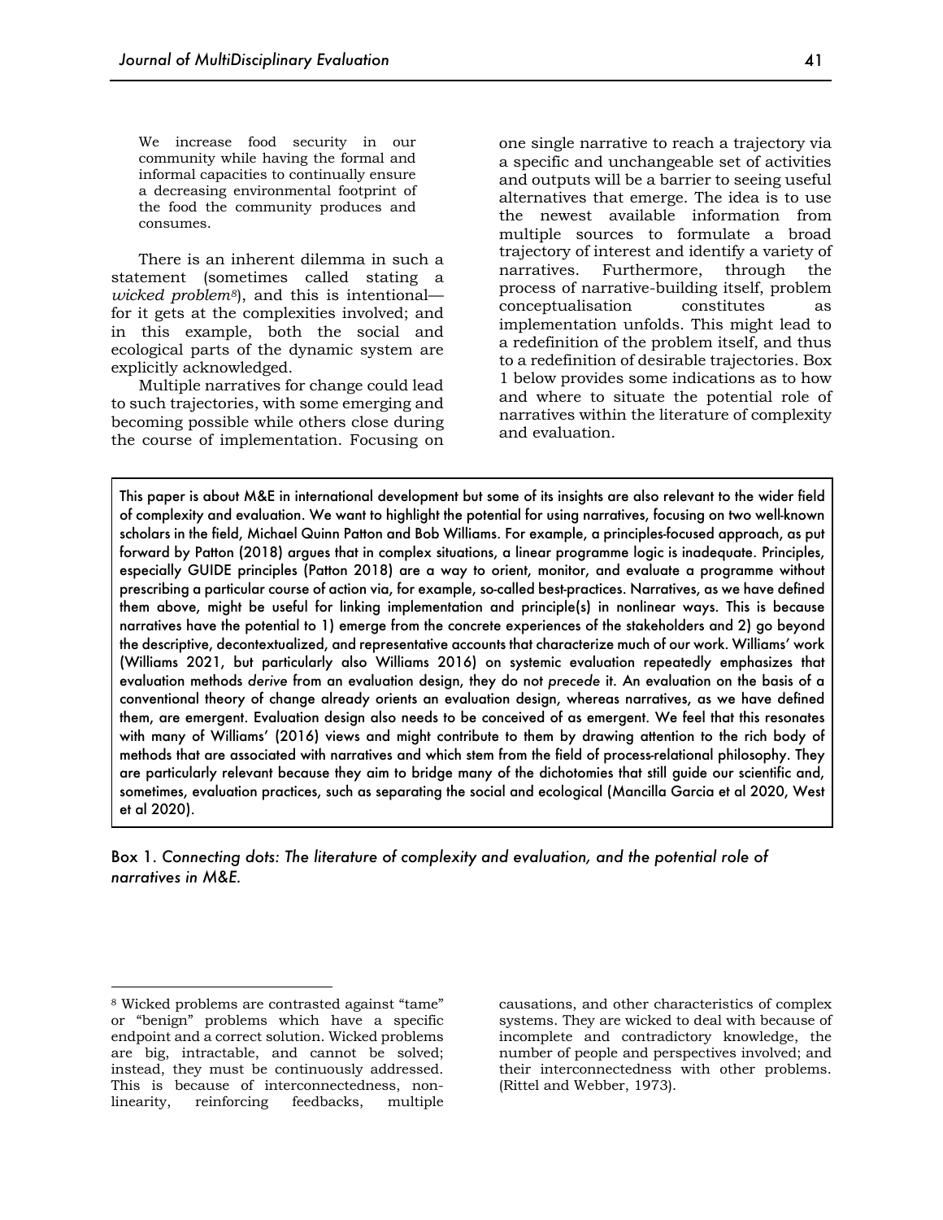> We increase food security in our community while having the formal and informal capacities to continually ensure a decreasing environmental footprint of the food the community produces and consumes.

There is an inherent dilemma in such a statement (sometimes called stating a *wicked problem*[8]), and this is intentional—for it gets at the complexities involved; and in this example, both the social and ecological parts of the dynamic system are explicitly acknowledged.

Multiple narratives for change could lead to such trajectories, with some emerging and becoming possible while others close during the course of implementation. Focusing on one single narrative to reach a trajectory via a specific and unchangeable set of activities and outputs will be a barrier to seeing useful alternatives that emerge. The idea is to use the newest available information from multiple sources to formulate a broad trajectory of interest and identify a variety of narratives. Furthermore, through the process of narrative-building itself, problem conceptualisation constitutes as implementation unfolds. This might lead to a redefinition of the problem itself, and thus to a redefinition of desirable trajectories. Box 1 below provides some indications as to how and where to situate the potential role of narratives within the literature of complexity and evaluation.

> This paper is about M&E in international development but some of its insights are also relevant to the wider field of complexity and evaluation. We want to highlight the potential for using narratives, focusing on two well-known scholars in the field, Michael Quinn Patton and Bob Williams. For example, a principles-focused approach, as put forward by Patton (2018) argues that in complex situations, a linear programme logic is inadequate. Principles, especially GUIDE principles (Patton 2018) are a way to orient, monitor, and evaluate a programme without prescribing a particular course of action via, for example, so-called best-practices. Narratives, as we have defined them above, might be useful for linking implementation and principle(s) in nonlinear ways. This is because narratives have the potential to 1) emerge from the concrete experiences of the stakeholders and 2) go beyond the descriptive, decontextualized, and representative accounts that characterize much of our work. Williams' work (Williams 2021, but particularly also Williams 2016) on systemic evaluation repeatedly emphasizes that evaluation methods *derive* from an evaluation design, they do not *precede* it. An evaluation on the basis of a conventional theory of change already orients an evaluation design, whereas narratives, as we have defined them, are emergent. Evaluation design also needs to be conceived of as emergent. We feel that this resonates with many of Williams' (2016) views and might contribute to them by drawing attention to the rich body of methods that are associated with narratives and which stem from the field of process-relational philosophy. They are particularly relevant because they aim to bridge many of the dichotomies that still guide our scientific and, sometimes, evaluation practices, such as separating the social and ecological (Mancilla Garcia et al 2020, West et al 2020).

Box 1. *Connecting dots: The literature of complexity and evaluation, and the potential role of narratives in M&E.*

---

[8] Wicked problems are contrasted against "tame" or "benign" problems which have a specific endpoint and a correct solution. Wicked problems are big, intractable, and cannot be solved; instead, they must be continuously addressed. This is because of interconnectedness, non-linearity, reinforcing feedbacks, multiple causations, and other characteristics of complex systems. They are wicked to deal with because of incomplete and contradictory knowledge, the number of people and perspectives involved; and their interconnectedness with other problems. (Rittel and Webber, 1973).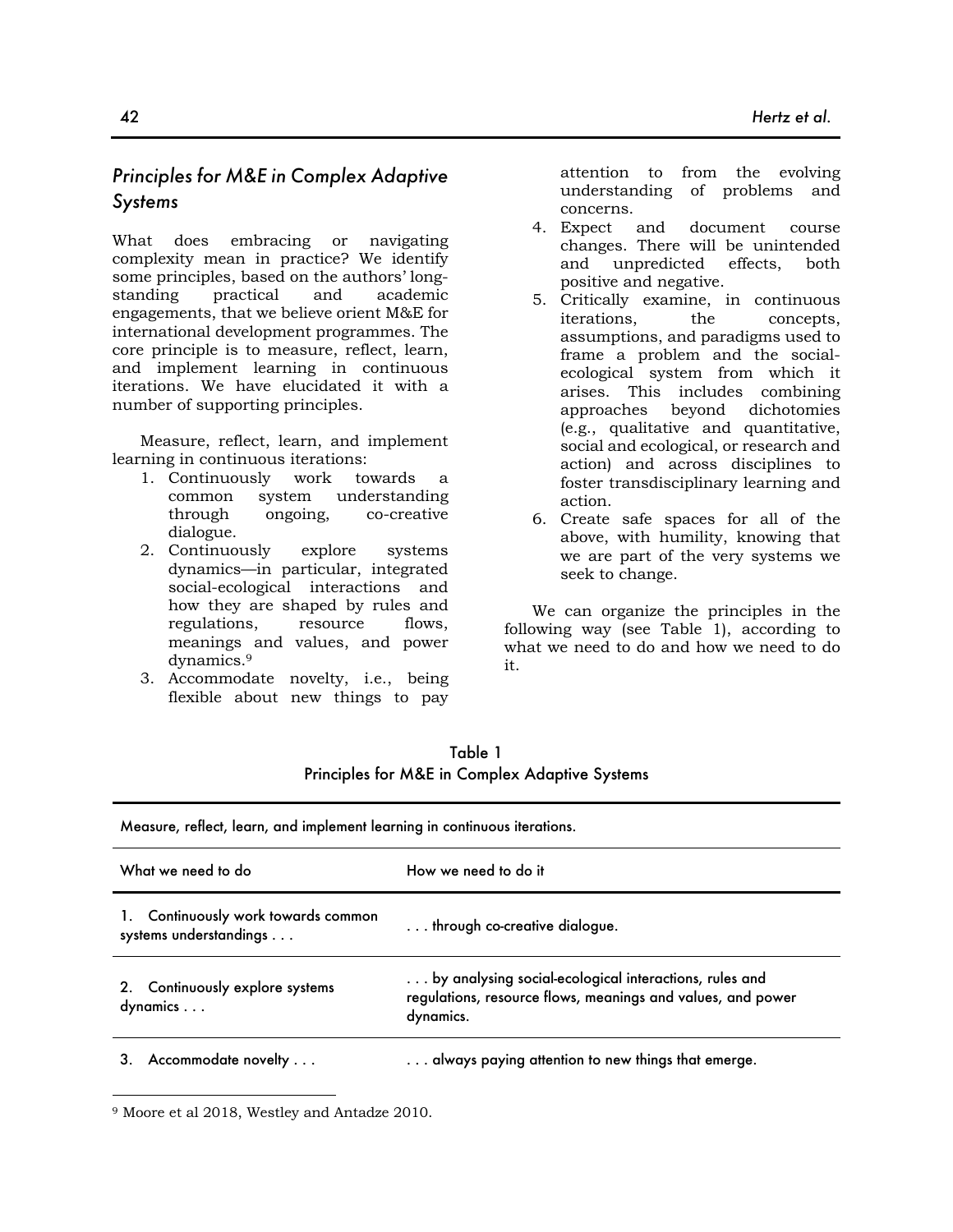## *Principles for M&E in Complex Adaptive Systems*

What does embracing or navigating complexity mean in practice? We identify some principles, based on the authors' long-standing practical and academic engagements, that we believe orient M&E for international development programmes. The core principle is to measure, reflect, learn, and implement learning in continuous iterations. We have elucidated it with a number of supporting principles.

Measure, reflect, learn, and implement learning in continuous iterations:

1. Continuously work towards a common system understanding through ongoing, co-creative dialogue.
2. Continuously explore systems dynamics—in particular, integrated social-ecological interactions and how they are shaped by rules and regulations, resource flows, meanings and values, and power dynamics.[9]
3. Accommodate novelty, i.e., being flexible about new things to pay attention to from the evolving understanding of problems and concerns.
4. Expect and document course changes. There will be unintended and unpredicted effects, both positive and negative.
5. Critically examine, in continuous iterations, the concepts, assumptions, and paradigms used to frame a problem and the social-ecological system from which it arises. This includes combining approaches beyond dichotomies (e.g., qualitative and quantitative, social and ecological, or research and action) and across disciplines to foster transdisciplinary learning and action.
6. Create safe spaces for all of the above, with humility, knowing that we are part of the very systems we seek to change.

We can organize the principles in the following way (see Table 1), according to what we need to do and how we need to do it.

Table 1
Principles for M&E in Complex Adaptive Systems

| Measure, reflect, learn, and implement learning in continuous iterations. | |
|---|---|
| **What we need to do** | **How we need to do it** |
| 1. Continuously work towards common systems understandings . . . | . . . through co-creative dialogue. |
| 2. Continuously explore systems dynamics . . . | . . . by analysing social-ecological interactions, rules and regulations, resource flows, meanings and values, and power dynamics. |
| 3. Accommodate novelty . . . | . . . always paying attention to new things that emerge. |

[9] Moore et al 2018, Westley and Antadze 2010.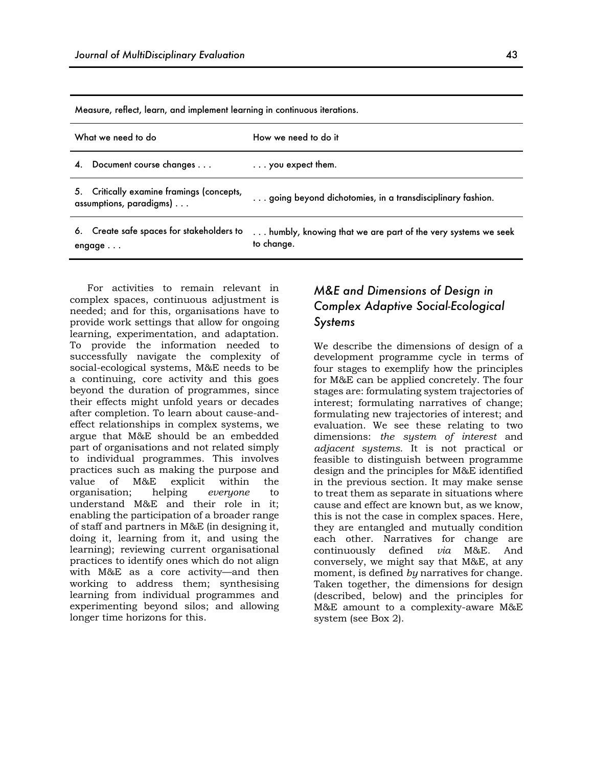| Measure, reflect, learn, and implement learning in continuous iterations. | |
|---|---|
| What we need to do | How we need to do it |
| 4. Document course changes . . . | . . . you expect them. |
| 5. Critically examine framings (concepts, assumptions, paradigms) . . . | . . . going beyond dichotomies, in a transdisciplinary fashion. |
| 6. Create safe spaces for stakeholders to engage . . . | . . . humbly, knowing that we are part of the very systems we seek to change. |

For activities to remain relevant in complex spaces, continuous adjustment is needed; and for this, organisations have to provide work settings that allow for ongoing learning, experimentation, and adaptation. To provide the information needed to successfully navigate the complexity of social-ecological systems, M&E needs to be a continuing, core activity and this goes beyond the duration of programmes, since their effects might unfold years or decades after completion. To learn about cause-and-effect relationships in complex systems, we argue that M&E should be an embedded part of organisations and not related simply to individual programmes. This involves practices such as making the purpose and value of M&E explicit within the organisation; helping *everyone* to understand M&E and their role in it; enabling the participation of a broader range of staff and partners in M&E (in designing it, doing it, learning from it, and using the learning); reviewing current organisational practices to identify ones which do not align with M&E as a core activity—and then working to address them; synthesising learning from individual programmes and experimenting beyond silos; and allowing longer time horizons for this.

## *M&E and Dimensions of Design in Complex Adaptive Social-Ecological Systems*

We describe the dimensions of design of a development programme cycle in terms of four stages to exemplify how the principles for M&E can be applied concretely. The four stages are: formulating system trajectories of interest; formulating narratives of change; formulating new trajectories of interest; and evaluation. We see these relating to two dimensions: *the system of interest* and *adjacent systems*. It is not practical or feasible to distinguish between programme design and the principles for M&E identified in the previous section. It may make sense to treat them as separate in situations where cause and effect are known but, as we know, this is not the case in complex spaces. Here, they are entangled and mutually condition each other. Narratives for change are continuously defined *via* M&E. And conversely, we might say that M&E, at any moment, is defined *by* narratives for change. Taken together, the dimensions for design (described, below) and the principles for M&E amount to a complexity-aware M&E system (see Box 2).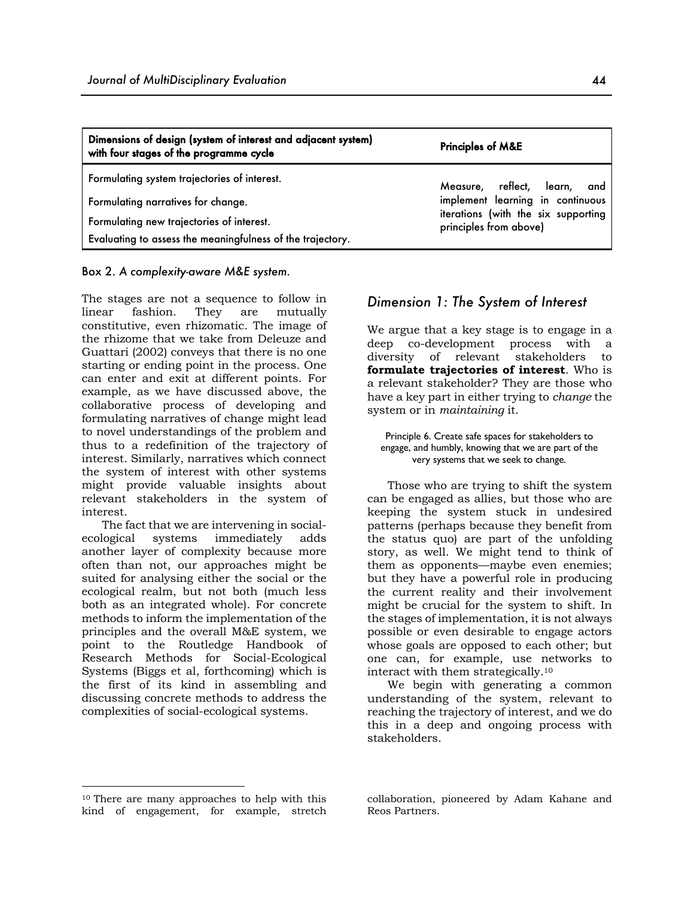| Dimensions of design (system of interest and adjacent system) with four stages of the programme cycle | Principles of M&E |
| --- | --- |
| Formulating system trajectories of interest.<br>Formulating narratives for change.<br>Formulating new trajectories of interest.<br>Evaluating to assess the meaningfulness of the trajectory. | Measure, reflect, learn, and implement learning in continuous iterations (with the six supporting principles from above) |

Box 2. *A complexity-aware M&E system.*

The stages are not a sequence to follow in linear fashion. They are mutually constitutive, even rhizomatic. The image of the rhizome that we take from Deleuze and Guattari (2002) conveys that there is no one starting or ending point in the process. One can enter and exit at different points. For example, as we have discussed above, the collaborative process of developing and formulating narratives of change might lead to novel understandings of the problem and thus to a redefinition of the trajectory of interest. Similarly, narratives which connect the system of interest with other systems might provide valuable insights about relevant stakeholders in the system of interest.

The fact that we are intervening in social-ecological systems immediately adds another layer of complexity because more often than not, our approaches might be suited for analysing either the social or the ecological realm, but not both (much less both as an integrated whole). For concrete methods to inform the implementation of the principles and the overall M&E system, we point to the Routledge Handbook of Research Methods for Social-Ecological Systems (Biggs et al, forthcoming) which is the first of its kind in assembling and discussing concrete methods to address the complexities of social-ecological systems.

## *Dimension 1: The System of Interest*

We argue that a key stage is to engage in a deep co-development process with a diversity of relevant stakeholders to **formulate trajectories of interest**. Who is a relevant stakeholder? They are those who have a key part in either trying to *change* the system or in *maintaining* it.

> Principle 6. Create safe spaces for stakeholders to engage, and humbly, knowing that we are part of the very systems that we seek to change.

Those who are trying to shift the system can be engaged as allies, but those who are keeping the system stuck in undesired patterns (perhaps because they benefit from the status quo) are part of the unfolding story, as well. We might tend to think of them as opponents—maybe even enemies; but they have a powerful role in producing the current reality and their involvement might be crucial for the system to shift. In the stages of implementation, it is not always possible or even desirable to engage actors whose goals are opposed to each other; but one can, for example, use networks to interact with them strategically.[10]

We begin with generating a common understanding of the system, relevant to reaching the trajectory of interest, and we do this in a deep and ongoing process with stakeholders.

[10] There are many approaches to help with this kind of engagement, for example, stretch collaboration, pioneered by Adam Kahane and Reos Partners.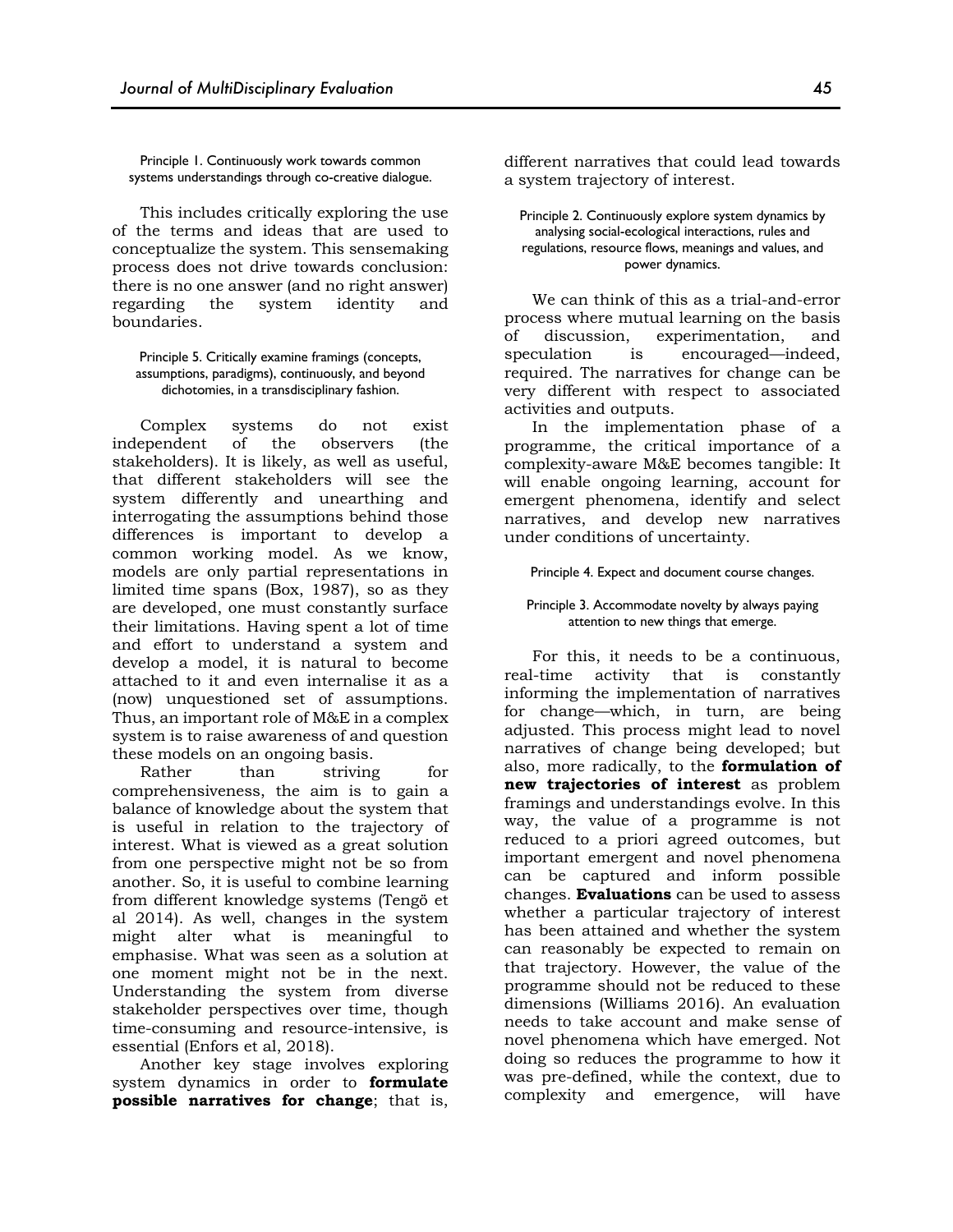Principle 1. Continuously work towards common systems understandings through co-creative dialogue.

This includes critically exploring the use of the terms and ideas that are used to conceptualize the system. This sensemaking process does not drive towards conclusion: there is no one answer (and no right answer) regarding the system identity and boundaries.

Principle 5. Critically examine framings (concepts, assumptions, paradigms), continuously, and beyond dichotomies, in a transdisciplinary fashion.

Complex systems do not exist independent of the observers (the stakeholders). It is likely, as well as useful, that different stakeholders will see the system differently and unearthing and interrogating the assumptions behind those differences is important to develop a common working model. As we know, models are only partial representations in limited time spans (Box, 1987), so as they are developed, one must constantly surface their limitations. Having spent a lot of time and effort to understand a system and develop a model, it is natural to become attached to it and even internalise it as a (now) unquestioned set of assumptions. Thus, an important role of M&E in a complex system is to raise awareness of and question these models on an ongoing basis.

Rather than striving for comprehensiveness, the aim is to gain a balance of knowledge about the system that is useful in relation to the trajectory of interest. What is viewed as a great solution from one perspective might not be so from another. So, it is useful to combine learning from different knowledge systems (Tengö et al 2014). As well, changes in the system might alter what is meaningful to emphasise. What was seen as a solution at one moment might not be in the next. Understanding the system from diverse stakeholder perspectives over time, though time-consuming and resource-intensive, is essential (Enfors et al, 2018).

Another key stage involves exploring system dynamics in order to **formulate possible narratives for change**; that is, different narratives that could lead towards a system trajectory of interest.

Principle 2. Continuously explore system dynamics by analysing social-ecological interactions, rules and regulations, resource flows, meanings and values, and power dynamics.

We can think of this as a trial-and-error process where mutual learning on the basis of discussion, experimentation, and speculation is encouraged—indeed, required. The narratives for change can be very different with respect to associated activities and outputs.

In the implementation phase of a programme, the critical importance of a complexity-aware M&E becomes tangible: It will enable ongoing learning, account for emergent phenomena, identify and select narratives, and develop new narratives under conditions of uncertainty.

Principle 4. Expect and document course changes.

Principle 3. Accommodate novelty by always paying attention to new things that emerge.

For this, it needs to be a continuous, real-time activity that is constantly informing the implementation of narratives for change—which, in turn, are being adjusted. This process might lead to novel narratives of change being developed; but also, more radically, to the **formulation of new trajectories of interest** as problem framings and understandings evolve. In this way, the value of a programme is not reduced to a priori agreed outcomes, but important emergent and novel phenomena can be captured and inform possible changes. **Evaluations** can be used to assess whether a particular trajectory of interest has been attained and whether the system can reasonably be expected to remain on that trajectory. However, the value of the programme should not be reduced to these dimensions (Williams 2016). An evaluation needs to take account and make sense of novel phenomena which have emerged. Not doing so reduces the programme to how it was pre-defined, while the context, due to complexity and emergence, will have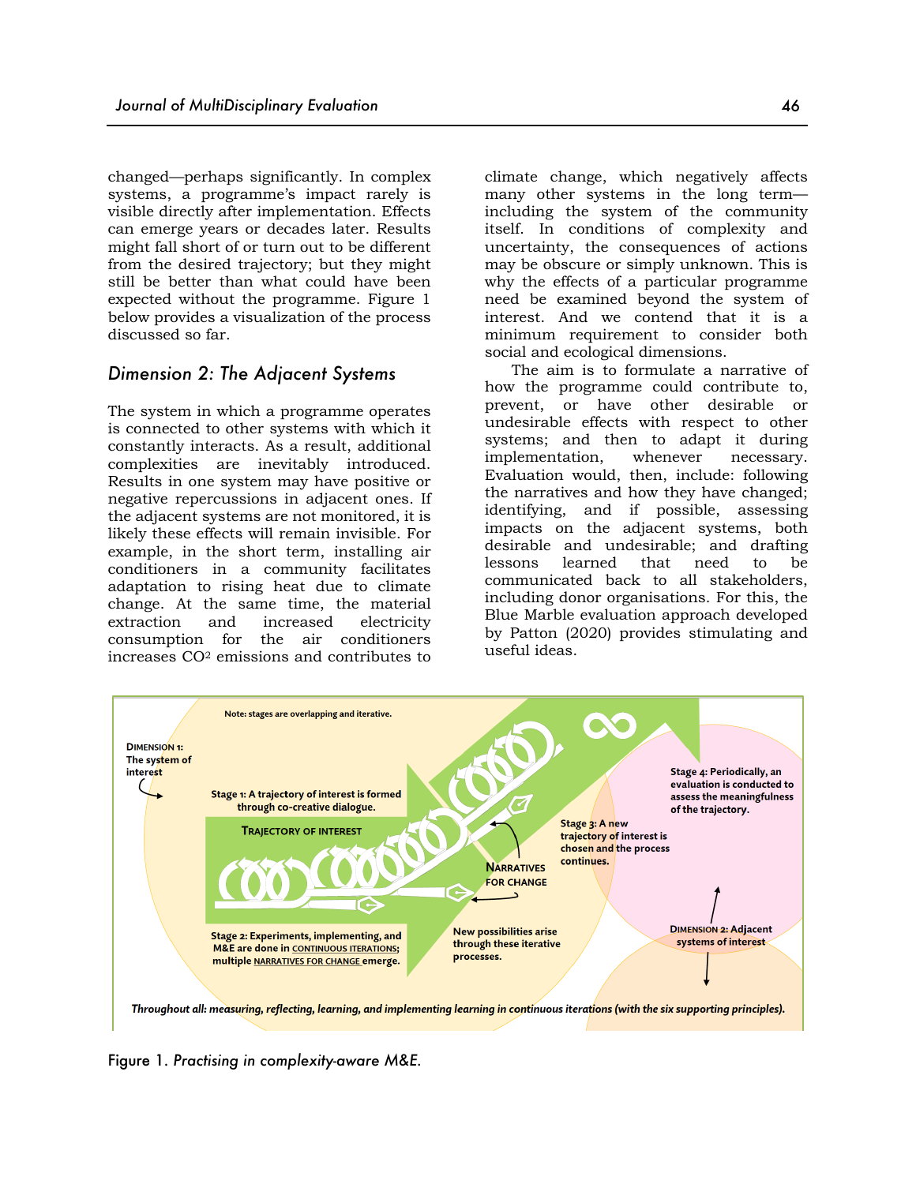changed—perhaps significantly. In complex systems, a programme's impact rarely is visible directly after implementation. Effects can emerge years or decades later. Results might fall short of or turn out to be different from the desired trajectory; but they might still be better than what could have been expected without the programme. Figure 1 below provides a visualization of the process discussed so far.

## *Dimension 2: The Adjacent Systems*

The system in which a programme operates is connected to other systems with which it constantly interacts. As a result, additional complexities are inevitably introduced. Results in one system may have positive or negative repercussions in adjacent ones. If the adjacent systems are not monitored, it is likely these effects will remain invisible. For example, in the short term, installing air conditioners in a community facilitates adaptation to rising heat due to climate change. At the same time, the material extraction and increased electricity consumption for the air conditioners increases $CO_2$ emissions and contributes to climate change, which negatively affects many other systems in the long term—including the system of the community itself. In conditions of complexity and uncertainty, the consequences of actions may be obscure or simply unknown. This is why the effects of a particular programme need be examined beyond the system of interest. And we contend that it is a minimum requirement to consider both social and ecological dimensions.

The aim is to formulate a narrative of how the programme could contribute to, prevent, or have other desirable or undesirable effects with respect to other systems; and then to adapt it during implementation, whenever necessary. Evaluation would, then, include: following the narratives and how they have changed; identifying, and if possible, assessing impacts on the adjacent systems, both desirable and undesirable; and drafting lessons learned that need to be communicated back to all stakeholders, including donor organisations. For this, the Blue Marble evaluation approach developed by Patton (2020) provides stimulating and useful ideas.

Figure 1. *Practising in complexity-aware M&E.*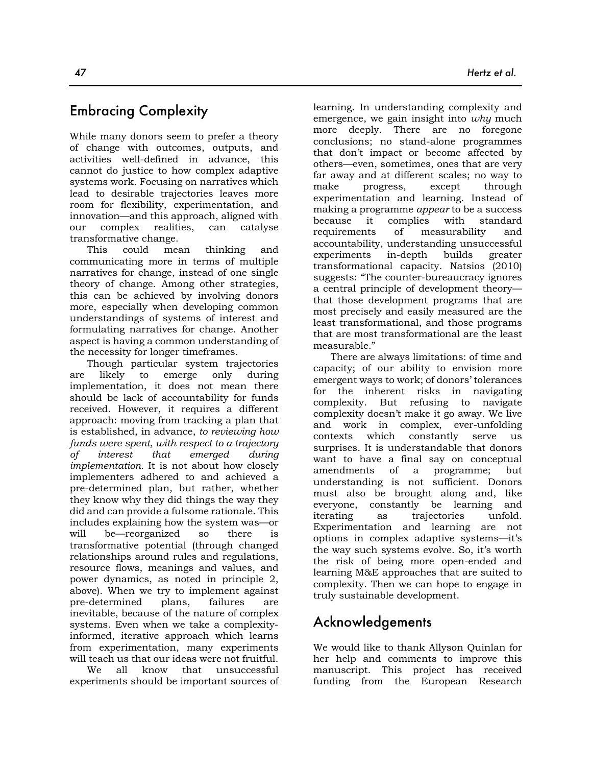## Embracing Complexity

While many donors seem to prefer a theory of change with outcomes, outputs, and activities well-defined in advance, this cannot do justice to how complex adaptive systems work. Focusing on narratives which lead to desirable trajectories leaves more room for flexibility, experimentation, and innovation—and this approach, aligned with our complex realities, can catalyse transformative change.

This could mean thinking and communicating more in terms of multiple narratives for change, instead of one single theory of change. Among other strategies, this can be achieved by involving donors more, especially when developing common understandings of systems of interest and formulating narratives for change. Another aspect is having a common understanding of the necessity for longer timeframes.

Though particular system trajectories are likely to emerge only during implementation, it does not mean there should be lack of accountability for funds received. However, it requires a different approach: moving from tracking a plan that is established, in advance, *to reviewing how funds were spent, with respect to a trajectory of interest that emerged during implementation.* It is not about how closely implementers adhered to and achieved a pre-determined plan, but rather, whether they know why they did things the way they did and can provide a fulsome rationale. This includes explaining how the system was—or will be—reorganized so there is transformative potential (through changed relationships around rules and regulations, resource flows, meanings and values, and power dynamics, as noted in principle 2, above). When we try to implement against pre-determined plans, failures are inevitable, because of the nature of complex systems. Even when we take a complexity-informed, iterative approach which learns from experimentation, many experiments will teach us that our ideas were not fruitful.

We all know that unsuccessful experiments should be important sources of learning. In understanding complexity and emergence, we gain insight into *why* much more deeply. There are no foregone conclusions; no stand-alone programmes that don't impact or become affected by others—even, sometimes, ones that are very far away and at different scales; no way to make progress, except through experimentation and learning. Instead of making a programme *appear* to be a success because it complies with standard requirements of measurability and accountability, understanding unsuccessful experiments in-depth builds greater transformational capacity. Natsios (2010) suggests: "The counter-bureaucracy ignores a central principle of development theory—that those development programs that are most precisely and easily measured are the least transformational, and those programs that are most transformational are the least measurable."

There are always limitations: of time and capacity; of our ability to envision more emergent ways to work; of donors' tolerances for the inherent risks in navigating complexity. But refusing to navigate complexity doesn't make it go away. We live and work in complex, ever-unfolding contexts which constantly serve us surprises. It is understandable that donors want to have a final say on conceptual amendments of a programme; but understanding is not sufficient. Donors must also be brought along and, like everyone, constantly be learning and iterating as trajectories unfold. Experimentation and learning are not options in complex adaptive systems—it's the way such systems evolve. So, it's worth the risk of being more open-ended and learning M&E approaches that are suited to complexity. Then we can hope to engage in truly sustainable development.

## Acknowledgements

We would like to thank Allyson Quinlan for her help and comments to improve this manuscript. This project has received funding from the European Research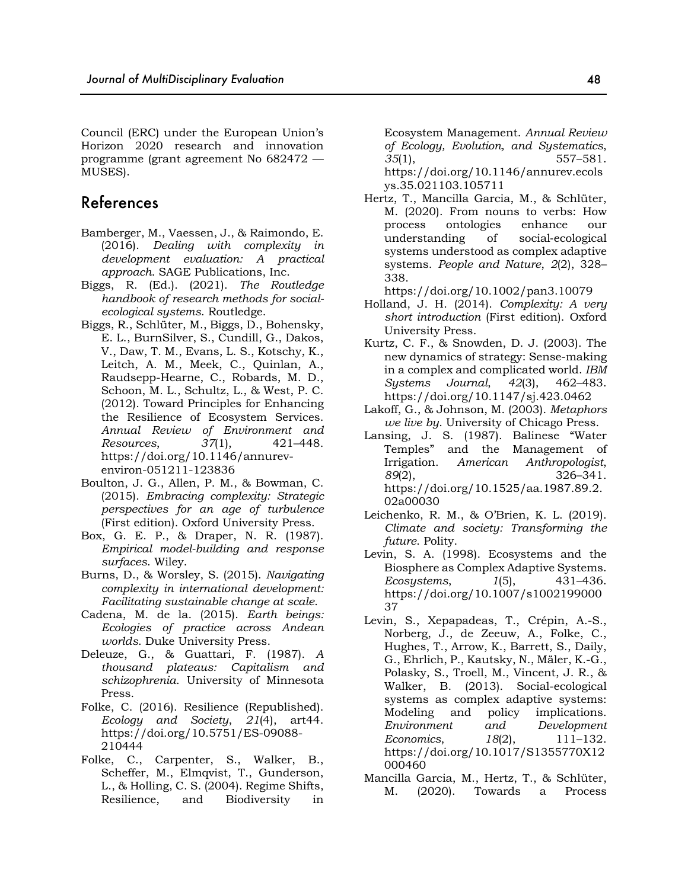Council (ERC) under the European Union's Horizon 2020 research and innovation programme (grant agreement No 682472 — MUSES).

## References

Bamberger, M., Vaessen, J., & Raimondo, E. (2016). *Dealing with complexity in development evaluation: A practical approach*. SAGE Publications, Inc.

Biggs, R. (Ed.). (2021). *The Routledge handbook of research methods for social-ecological systems*. Routledge.

Biggs, R., Schlüter, M., Biggs, D., Bohensky, E. L., BurnSilver, S., Cundill, G., Dakos, V., Daw, T. M., Evans, L. S., Kotschy, K., Leitch, A. M., Meek, C., Quinlan, A., Raudsepp-Hearne, C., Robards, M. D., Schoon, M. L., Schultz, L., & West, P. C. (2012). Toward Principles for Enhancing the Resilience of Ecosystem Services. *Annual Review of Environment and Resources*, *37*(1), 421–448. https://doi.org/10.1146/annurev-environ-051211-123836

Boulton, J. G., Allen, P. M., & Bowman, C. (2015). *Embracing complexity: Strategic perspectives for an age of turbulence* (First edition). Oxford University Press.

Box, G. E. P., & Draper, N. R. (1987). *Empirical model-building and response surfaces*. Wiley.

Burns, D., & Worsley, S. (2015). *Navigating complexity in international development: Facilitating sustainable change at scale*.

Cadena, M. de la. (2015). *Earth beings: Ecologies of practice across Andean worlds*. Duke University Press.

Deleuze, G., & Guattari, F. (1987). *A thousand plateaus: Capitalism and schizophrenia*. University of Minnesota Press.

Folke, C. (2016). Resilience (Republished). *Ecology and Society*, *21*(4), art44. https://doi.org/10.5751/ES-09088-210444

Folke, C., Carpenter, S., Walker, B., Scheffer, M., Elmqvist, T., Gunderson, L., & Holling, C. S. (2004). Regime Shifts, Resilience, and Biodiversity in Ecosystem Management. *Annual Review of Ecology, Evolution, and Systematics*, *35*(1), 557–581. https://doi.org/10.1146/annurev.ecolsys.35.021103.105711

Hertz, T., Mancilla Garcia, M., & Schlüter, M. (2020). From nouns to verbs: How process ontologies enhance our understanding of social-ecological systems understood as complex adaptive systems. *People and Nature*, *2*(2), 328–338. https://doi.org/10.1002/pan3.10079

Holland, J. H. (2014). *Complexity: A very short introduction* (First edition). Oxford University Press.

Kurtz, C. F., & Snowden, D. J. (2003). The new dynamics of strategy: Sense-making in a complex and complicated world. *IBM Systems Journal*, *42*(3), 462–483. https://doi.org/10.1147/sj.423.0462

Lakoff, G., & Johnson, M. (2003). *Metaphors we live by*. University of Chicago Press.

Lansing, J. S. (1987). Balinese "Water Temples" and the Management of Irrigation. *American Anthropologist*, *89*(2), 326–341. https://doi.org/10.1525/aa.1987.89.2.02a00030

Leichenko, R. M., & O'Brien, K. L. (2019). *Climate and society: Transforming the future*. Polity.

Levin, S. A. (1998). Ecosystems and the Biosphere as Complex Adaptive Systems. *Ecosystems*, *1*(5), 431–436. https://doi.org/10.1007/s100219900037

Levin, S., Xepapadeas, T., Crépin, A.-S., Norberg, J., de Zeeuw, A., Folke, C., Hughes, T., Arrow, K., Barrett, S., Daily, G., Ehrlich, P., Kautsky, N., Mäler, K.-G., Polasky, S., Troell, M., Vincent, J. R., & Walker, B. (2013). Social-ecological systems as complex adaptive systems: Modeling and policy implications. *Environment and Development Economics*, *18*(2), 111–132. https://doi.org/10.1017/S1355770X12000460

Mancilla Garcia, M., Hertz, T., & Schlüter, M. (2020). Towards a Process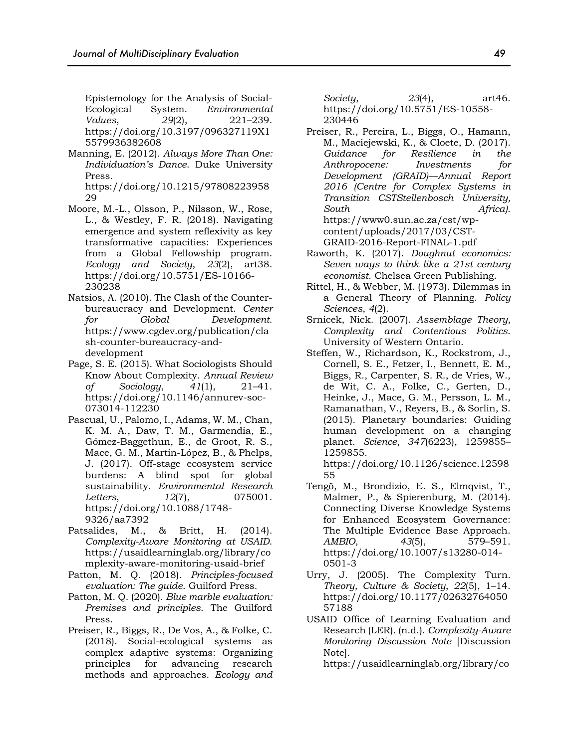Epistemology for the Analysis of Social-Ecological System. *Environmental Values*, *29*(2), 221–239. https://doi.org/10.3197/096327119X15579936382608

Manning, E. (2012). *Always More Than One: Individuation's Dance*. Duke University Press. https://doi.org/10.1215/9780822395829

Moore, M.-L., Olsson, P., Nilsson, W., Rose, L., & Westley, F. R. (2018). Navigating emergence and system reflexivity as key transformative capacities: Experiences from a Global Fellowship program. *Ecology and Society*, *23*(2), art38. https://doi.org/10.5751/ES-10166-230238

Natsios, A. (2010). The Clash of the Counter-bureaucracy and Development. *Center for Global Development*. https://www.cgdev.org/publication/clash-counter-bureaucracy-and-development

Page, S. E. (2015). What Sociologists Should Know About Complexity. *Annual Review of Sociology*, *41*(1), 21–41. https://doi.org/10.1146/annurev-soc-073014-112230

Pascual, U., Palomo, I., Adams, W. M., Chan, K. M. A., Daw, T. M., Garmendia, E., Gómez-Baggethun, E., de Groot, R. S., Mace, G. M., Martín-López, B., & Phelps, J. (2017). Off-stage ecosystem service burdens: A blind spot for global sustainability. *Environmental Research Letters*, *12*(7), 075001. https://doi.org/10.1088/1748-9326/aa7392

Patsalides, M., & Britt, H. (2014). *Complexity-Aware Monitoring at USAID*. https://usaidlearninglab.org/library/complexity-aware-monitoring-usaid-brief

Patton, M. Q. (2018). *Principles-focused evaluation: The guide*. Guilford Press.

Patton, M. Q. (2020). *Blue marble evaluation: Premises and principles*. The Guilford Press.

Preiser, R., Biggs, R., De Vos, A., & Folke, C. (2018). Social-ecological systems as complex adaptive systems: Organizing principles for advancing research methods and approaches. *Ecology and Society*, *23*(4), art46. https://doi.org/10.5751/ES-10558-230446

Preiser, R., Pereira, L., Biggs, O., Hamann, M., Maciejewski, K., & Cloete, D. (2017). *Guidance for Resilience in the Anthropocene: Investments for Development (GRAID)—Annual Report 2016 (Centre for Complex Systems in Transition CSTStellenbosch University, South Africa)*. https://www0.sun.ac.za/cst/wp-content/uploads/2017/03/CST-GRAID-2016-Report-FINAL-1.pdf

Raworth, K. (2017). *Doughnut economics: Seven ways to think like a 21st century economist*. Chelsea Green Publishing.

Rittel, H., & Webber, M. (1973). Dilemmas in a General Theory of Planning. *Policy Sciences*, *4*(2).

Srnicek, Nick. (2007). *Assemblage Theory, Complexity and Contentious Politics*. University of Western Ontario.

Steffen, W., Richardson, K., Rockstrom, J., Cornell, S. E., Fetzer, I., Bennett, E. M., Biggs, R., Carpenter, S. R., de Vries, W., de Wit, C. A., Folke, C., Gerten, D., Heinke, J., Mace, G. M., Persson, L. M., Ramanathan, V., Reyers, B., & Sorlin, S. (2015). Planetary boundaries: Guiding human development on a changing planet. *Science*, *347*(6223), 1259855–1259855. https://doi.org/10.1126/science.1259855

Tengö, M., Brondizio, E. S., Elmqvist, T., Malmer, P., & Spierenburg, M. (2014). Connecting Diverse Knowledge Systems for Enhanced Ecosystem Governance: The Multiple Evidence Base Approach. *AMBIO*, *43*(5), 579–591. https://doi.org/10.1007/s13280-014-0501-3

Urry, J. (2005). The Complexity Turn. *Theory, Culture & Society*, *22*(5), 1–14. https://doi.org/10.1177/0263276405057188

USAID Office of Learning Evaluation and Research (LER). (n.d.). *Complexity-Aware Monitoring Discussion Note* [Discussion Note]. https://usaidlearninglab.org/library/co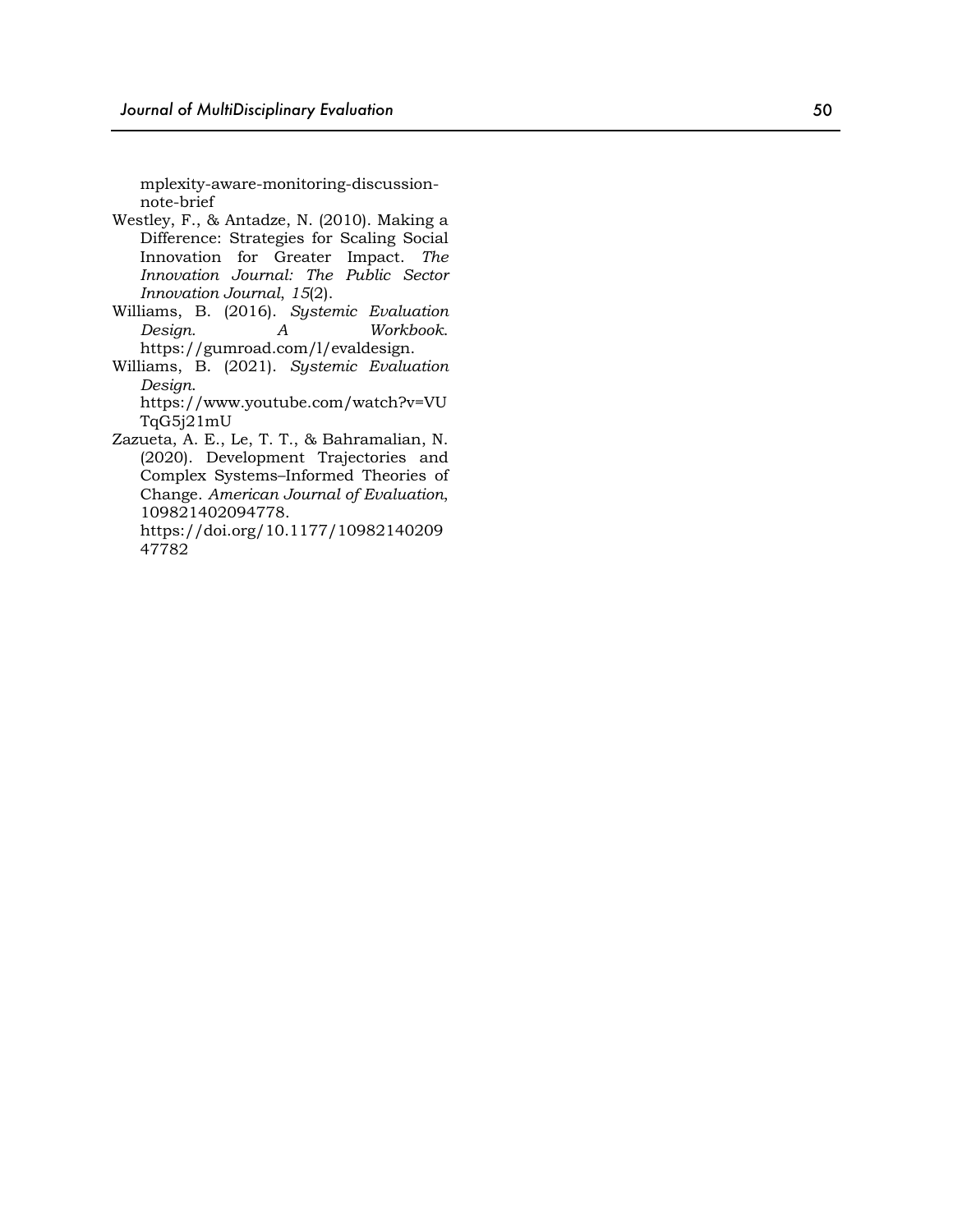mplexity-aware-monitoring-discussion-note-brief

Westley, F., & Antadze, N. (2010). Making a Difference: Strategies for Scaling Social Innovation for Greater Impact. *The Innovation Journal: The Public Sector Innovation Journal*, *15*(2).

Williams, B. (2016). *Systemic Evaluation Design. A Workbook*. https://gumroad.com/l/evaldesign.

Williams, B. (2021). *Systemic Evaluation Design.* https://www.youtube.com/watch?v=VUTqG5j21mU

Zazueta, A. E., Le, T. T., & Bahramalian, N. (2020). Development Trajectories and Complex Systems–Informed Theories of Change. *American Journal of Evaluation*, 109821402094778. https://doi.org/10.1177/1098214020947782